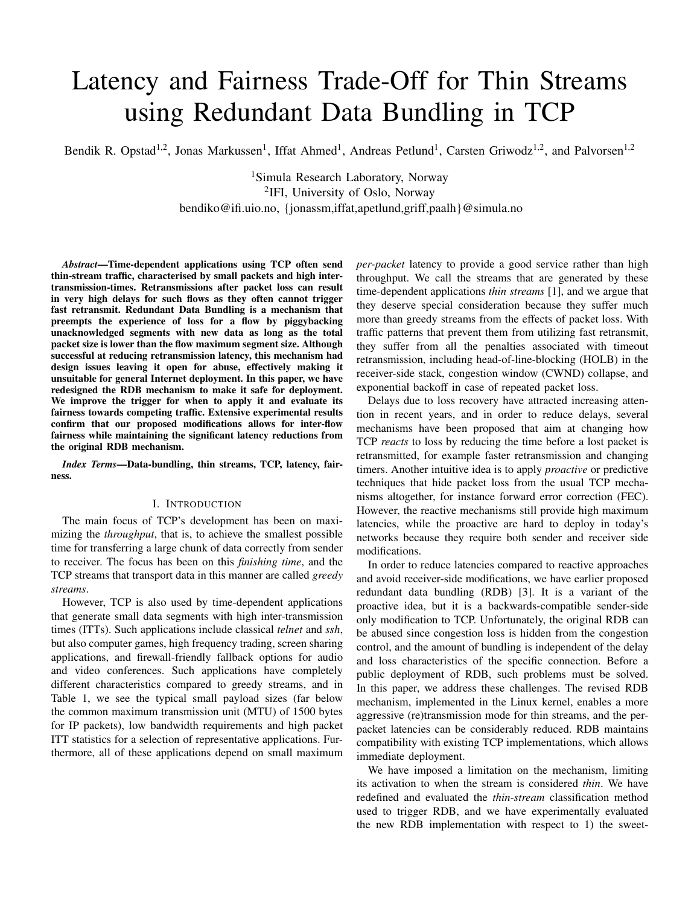# Latency and Fairness Trade-Off for Thin Streams using Redundant Data Bundling in TCP

Bendik R. Opstad[1,2], Jonas Markussen[1], Iffat Ahmed[1], Andreas Petlund[1], Carsten Griwodz[1,2], and Palvorsen[1,2]

[1]Simula Research Laboratory, Norway
[2]IFI, University of Oslo, Norway
bendiko@ifi.uio.no, {jonassm,iffat,apetlund,griff,paalh}@simula.no

***Abstract*—Time-dependent applications using TCP often send thin-stream traffic, characterised by small packets and high inter-transmission-times. Retransmissions after packet loss can result in very high delays for such flows as they often cannot trigger fast retransmit. Redundant Data Bundling is a mechanism that preempts the experience of loss for a flow by piggybacking unacknowledged segments with new data as long as the total packet size is lower than the flow maximum segment size. Although successful at reducing retransmission latency, this mechanism had design issues leaving it open for abuse, effectively making it unsuitable for general Internet deployment. In this paper, we have redesigned the RDB mechanism to make it safe for deployment. We improve the trigger for when to apply it and evaluate its fairness towards competing traffic. Extensive experimental results confirm that our proposed modifications allows for inter-flow fairness while maintaining the significant latency reductions from the original RDB mechanism.**

***Index Terms*—Data-bundling, thin streams, TCP, latency, fairness.**

## I. Introduction

The main focus of TCP's development has been on maximizing the *throughput*, that is, to achieve the smallest possible time for transferring a large chunk of data correctly from sender to receiver. The focus has been on this *finishing time*, and the TCP streams that transport data in this manner are called *greedy streams*.

However, TCP is also used by time-dependent applications that generate small data segments with high inter-transmission times (ITTs). Such applications include classical *telnet* and *ssh*, but also computer games, high frequency trading, screen sharing applications, and firewall-friendly fallback options for audio and video conferences. Such applications have completely different characteristics compared to greedy streams, and in Table 1, we see the typical small payload sizes (far below the common maximum transmission unit (MTU) of 1500 bytes for IP packets), low bandwidth requirements and high packet ITT statistics for a selection of representative applications. Furthermore, all of these applications depend on small maximum *per-packet* latency to provide a good service rather than high throughput. We call the streams that are generated by these time-dependent applications *thin streams* [1], and we argue that they deserve special consideration because they suffer much more than greedy streams from the effects of packet loss. With traffic patterns that prevent them from utilizing fast retransmit, they suffer from all the penalties associated with timeout retransmission, including head-of-line-blocking (HOLB) in the receiver-side stack, congestion window (CWND) collapse, and exponential backoff in case of repeated packet loss.

Delays due to loss recovery have attracted increasing attention in recent years, and in order to reduce delays, several mechanisms have been proposed that aim at changing how TCP *reacts* to loss by reducing the time before a lost packet is retransmitted, for example faster retransmission and changing timers. Another intuitive idea is to apply *proactive* or predictive techniques that hide packet loss from the usual TCP mechanisms altogether, for instance forward error correction (FEC). However, the reactive mechanisms still provide high maximum latencies, while the proactive are hard to deploy in today's networks because they require both sender and receiver side modifications.

In order to reduce latencies compared to reactive approaches and avoid receiver-side modifications, we have earlier proposed redundant data bundling (RDB) [3]. It is a variant of the proactive idea, but it is a backwards-compatible sender-side only modification to TCP. Unfortunately, the original RDB can be abused since congestion loss is hidden from the congestion control, and the amount of bundling is independent of the delay and loss characteristics of the specific connection. Before a public deployment of RDB, such problems must be solved. In this paper, we address these challenges. The revised RDB mechanism, implemented in the Linux kernel, enables a more aggressive (re)transmission mode for thin streams, and the per-packet latencies can be considerably reduced. RDB maintains compatibility with existing TCP implementations, which allows immediate deployment.

We have imposed a limitation on the mechanism, limiting its activation to when the stream is considered *thin*. We have redefined and evaluated the *thin-stream* classification method used to trigger RDB, and we have experimentally evaluated the new RDB implementation with respect to 1) the sweet-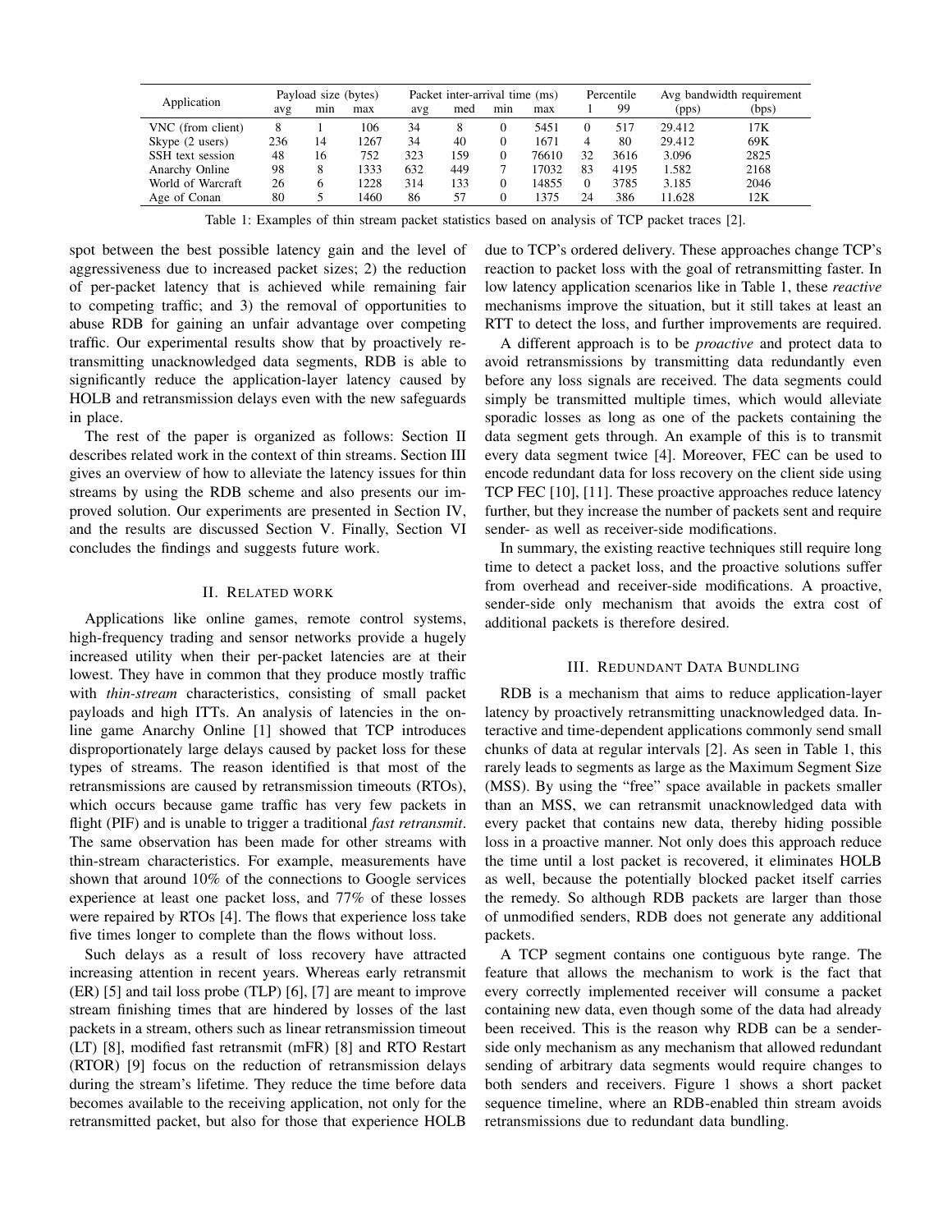| Application | Payload size (bytes) | | | Packet inter-arrival time (ms) | | | | Percentile | | Avg bandwidth requirement | |
|---|---|---|---|---|---|---|---|---|---|---|---|
| | avg | min | max | avg | med | min | max | 1 | 99 | (pps) | (bps) |
| VNC (from client) | 8 | 1 | 106 | 34 | 8 | 0 | 5451 | 0 | 517 | 29.412 | 17K |
| Skype (2 users) | 236 | 14 | 1267 | 34 | 40 | 0 | 1671 | 4 | 80 | 29.412 | 69K |
| SSH text session | 48 | 16 | 752 | 323 | 159 | 0 | 76610 | 32 | 3616 | 3.096 | 2825 |
| Anarchy Online | 98 | 8 | 1333 | 632 | 449 | 7 | 17032 | 83 | 4195 | 1.582 | 2168 |
| World of Warcraft | 26 | 6 | 1228 | 314 | 133 | 0 | 14855 | 0 | 3785 | 3.185 | 2046 |
| Age of Conan | 80 | 5 | 1460 | 86 | 57 | 0 | 1375 | 24 | 386 | 11.628 | 12K |

Table 1: Examples of thin stream packet statistics based on analysis of TCP packet traces [2].

spot between the best possible latency gain and the level of aggressiveness due to increased packet sizes; 2) the reduction of per-packet latency that is achieved while remaining fair to competing traffic; and 3) the removal of opportunities to abuse RDB for gaining an unfair advantage over competing traffic. Our experimental results show that by proactively retransmitting unacknowledged data segments, RDB is able to significantly reduce the application-layer latency caused by HOLB and retransmission delays even with the new safeguards in place.

The rest of the paper is organized as follows: Section II describes related work in the context of thin streams. Section III gives an overview of how to alleviate the latency issues for thin streams by using the RDB scheme and also presents our improved solution. Our experiments are presented in Section IV, and the results are discussed Section V. Finally, Section VI concludes the findings and suggests future work.

## II. Related work

Applications like online games, remote control systems, high-frequency trading and sensor networks provide a hugely increased utility when their per-packet latencies are at their lowest. They have in common that they produce mostly traffic with *thin-stream* characteristics, consisting of small packet payloads and high ITTs. An analysis of latencies in the online game Anarchy Online [1] showed that TCP introduces disproportionately large delays caused by packet loss for these types of streams. The reason identified is that most of the retransmissions are caused by retransmission timeouts (RTOs), which occurs because game traffic has very few packets in flight (PIF) and is unable to trigger a traditional *fast retransmit*. The same observation has been made for other streams with thin-stream characteristics. For example, measurements have shown that around 10% of the connections to Google services experience at least one packet loss, and 77% of these losses were repaired by RTOs [4]. The flows that experience loss take five times longer to complete than the flows without loss.

Such delays as a result of loss recovery have attracted increasing attention in recent years. Whereas early retransmit (ER) [5] and tail loss probe (TLP) [6], [7] are meant to improve stream finishing times that are hindered by losses of the last packets in a stream, others such as linear retransmission timeout (LT) [8], modified fast retransmit (mFR) [8] and RTO Restart (RTOR) [9] focus on the reduction of retransmission delays during the stream's lifetime. They reduce the time before data becomes available to the receiving application, not only for the retransmitted packet, but also for those that experience HOLB due to TCP's ordered delivery. These approaches change TCP's reaction to packet loss with the goal of retransmitting faster. In low latency application scenarios like in Table 1, these *reactive* mechanisms improve the situation, but it still takes at least an RTT to detect the loss, and further improvements are required.

A different approach is to be *proactive* and protect data to avoid retransmissions by transmitting data redundantly even before any loss signals are received. The data segments could simply be transmitted multiple times, which would alleviate sporadic losses as long as one of the packets containing the data segment gets through. An example of this is to transmit every data segment twice [4]. Moreover, FEC can be used to encode redundant data for loss recovery on the client side using TCP FEC [10], [11]. These proactive approaches reduce latency further, but they increase the number of packets sent and require sender- as well as receiver-side modifications.

In summary, the existing reactive techniques still require long time to detect a packet loss, and the proactive solutions suffer from overhead and receiver-side modifications. A proactive, sender-side only mechanism that avoids the extra cost of additional packets is therefore desired.

## III. Redundant Data Bundling

RDB is a mechanism that aims to reduce application-layer latency by proactively retransmitting unacknowledged data. Interactive and time-dependent applications commonly send small chunks of data at regular intervals [2]. As seen in Table 1, this rarely leads to segments as large as the Maximum Segment Size (MSS). By using the "free" space available in packets smaller than an MSS, we can retransmit unacknowledged data with every packet that contains new data, thereby hiding possible loss in a proactive manner. Not only does this approach reduce the time until a lost packet is recovered, it eliminates HOLB as well, because the potentially blocked packet itself carries the remedy. So although RDB packets are larger than those of unmodified senders, RDB does not generate any additional packets.

A TCP segment contains one contiguous byte range. The feature that allows the mechanism to work is the fact that every correctly implemented receiver will consume a packet containing new data, even though some of the data had already been received. This is the reason why RDB can be a sender-side only mechanism as any mechanism that allowed redundant sending of arbitrary data segments would require changes to both senders and receivers. Figure 1 shows a short packet sequence timeline, where an RDB-enabled thin stream avoids retransmissions due to redundant data bundling.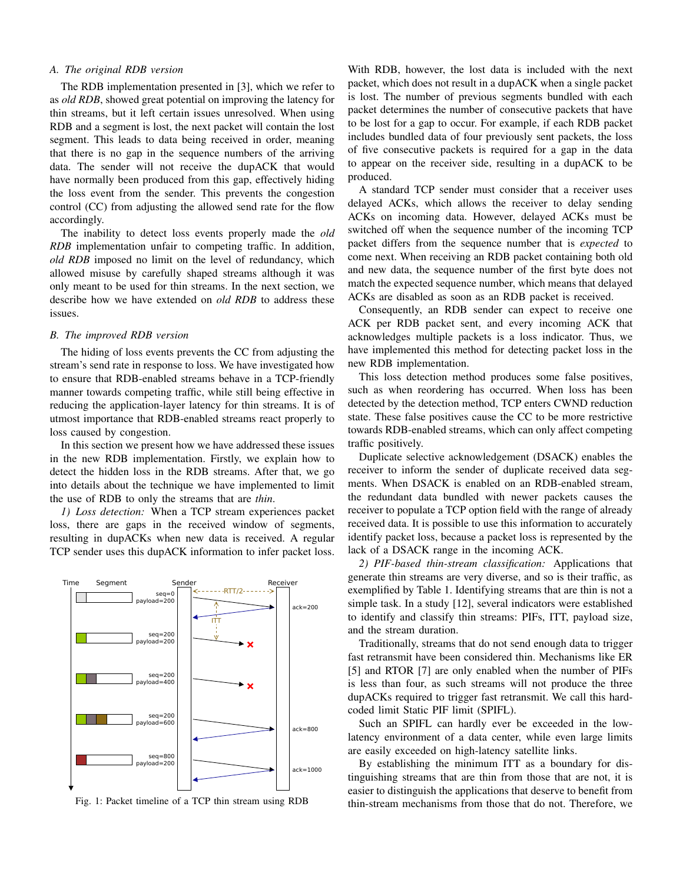### A. The original RDB version

The RDB implementation presented in [3], which we refer to as *old RDB*, showed great potential on improving the latency for thin streams, but it left certain issues unresolved. When using RDB and a segment is lost, the next packet will contain the lost segment. This leads to data being received in order, meaning that there is no gap in the sequence numbers of the arriving data. The sender will not receive the dupACK that would have normally been produced from this gap, effectively hiding the loss event from the sender. This prevents the congestion control (CC) from adjusting the allowed send rate for the flow accordingly.

The inability to detect loss events properly made the *old RDB* implementation unfair to competing traffic. In addition, *old RDB* imposed no limit on the level of redundancy, which allowed misuse by carefully shaped streams although it was only meant to be used for thin streams. In the next section, we describe how we have extended on *old RDB* to address these issues.

### B. The improved RDB version

The hiding of loss events prevents the CC from adjusting the stream's send rate in response to loss. We have investigated how to ensure that RDB-enabled streams behave in a TCP-friendly manner towards competing traffic, while still being effective in reducing the application-layer latency for thin streams. It is of utmost importance that RDB-enabled streams react properly to loss caused by congestion.

In this section we present how we have addressed these issues in the new RDB implementation. Firstly, we explain how to detect the hidden loss in the RDB streams. After that, we go into details about the technique we have implemented to limit the use of RDB to only the streams that are *thin*.

*1) Loss detection:* When a TCP stream experiences packet loss, there are gaps in the received window of segments, resulting in dupACKs when new data is received. A regular TCP sender uses this dupACK information to infer packet loss.

Fig. 1: Packet timeline of a TCP thin stream using RDB

With RDB, however, the lost data is included with the next packet, which does not result in a dupACK when a single packet is lost. The number of previous segments bundled with each packet determines the number of consecutive packets that have to be lost for a gap to occur. For example, if each RDB packet includes bundled data of four previously sent packets, the loss of five consecutive packets is required for a gap in the data to appear on the receiver side, resulting in a dupACK to be produced.

A standard TCP sender must consider that a receiver uses delayed ACKs, which allows the receiver to delay sending ACKs on incoming data. However, delayed ACKs must be switched off when the sequence number of the incoming TCP packet differs from the sequence number that is *expected* to come next. When receiving an RDB packet containing both old and new data, the sequence number of the first byte does not match the expected sequence number, which means that delayed ACKs are disabled as soon as an RDB packet is received.

Consequently, an RDB sender can expect to receive one ACK per RDB packet sent, and every incoming ACK that acknowledges multiple packets is a loss indicator. Thus, we have implemented this method for detecting packet loss in the new RDB implementation.

This loss detection method produces some false positives, such as when reordering has occurred. When loss has been detected by the detection method, TCP enters CWND reduction state. These false positives cause the CC to be more restrictive towards RDB-enabled streams, which can only affect competing traffic positively.

Duplicate selective acknowledgement (DSACK) enables the receiver to inform the sender of duplicate received data segments. When DSACK is enabled on an RDB-enabled stream, the redundant data bundled with newer packets causes the receiver to populate a TCP option field with the range of already received data. It is possible to use this information to accurately identify packet loss, because a packet loss is represented by the lack of a DSACK range in the incoming ACK.

*2) PIF-based thin-stream classification:* Applications that generate thin streams are very diverse, and so is their traffic, as exemplified by Table 1. Identifying streams that are thin is not a simple task. In a study [12], several indicators were established to identify and classify thin streams: PIFs, ITT, payload size, and the stream duration.

Traditionally, streams that do not send enough data to trigger fast retransmit have been considered thin. Mechanisms like ER [5] and RTOR [7] are only enabled when the number of PIFs is less than four, as such streams will not produce the three dupACKs required to trigger fast retransmit. We call this hard-coded limit Static PIF limit (SPIFL).

Such an SPIFL can hardly ever be exceeded in the low-latency environment of a data center, while even large limits are easily exceeded on high-latency satellite links.

By establishing the minimum ITT as a boundary for distinguishing streams that are thin from those that are not, it is easier to distinguish the applications that deserve to benefit from thin-stream mechanisms from those that do not. Therefore, we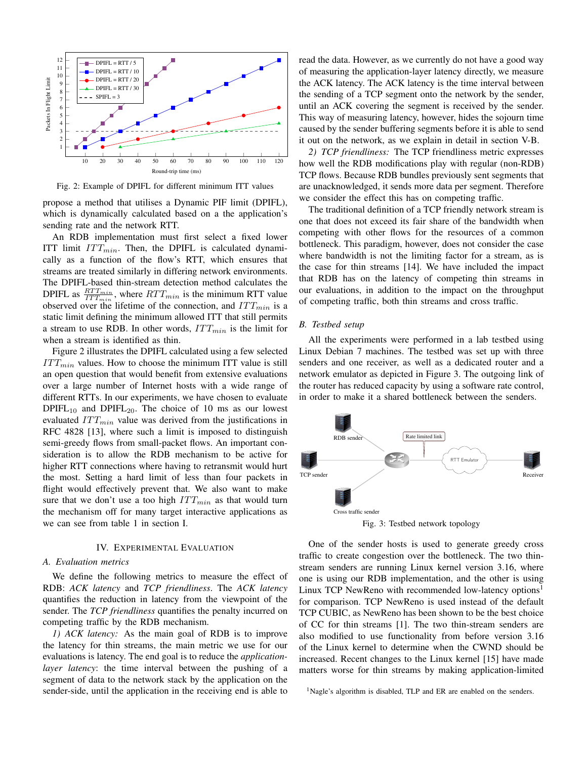Fig. 2: Example of DPIFL for different minimum ITT values

propose a method that utilises a Dynamic PIF limit (DPIFL), which is dynamically calculated based on a the application's sending rate and the network RTT.

An RDB implementation must first select a fixed lower ITT limit $ITT_{min}$. Then, the DPIFL is calculated dynamically as a function of the flow's RTT, which ensures that streams are treated similarly in differing network environments. The DPIFL-based thin-stream detection method calculates the DPIFL as $\frac{RTT_{min}}{ITT_{min}}$, where $RTT_{min}$ is the minimum RTT value observed over the lifetime of the connection, and $ITT_{min}$ is a static limit defining the minimum allowed ITT that still permits a stream to use RDB. In other words, $ITT_{min}$ is the limit for when a stream is identified as thin.

Figure 2 illustrates the DPIFL calculated using a few selected $ITT_{min}$ values. How to choose the minimum ITT value is still an open question that would benefit from extensive evaluations over a large number of Internet hosts with a wide range of different RTTs. In our experiments, we have chosen to evaluate $\text{DPIFL}_{10}$ and $\text{DPIFL}_{20}$. The choice of 10 ms as our lowest evaluated $ITT_{min}$ value was derived from the justifications in RFC 4828 [13], where such a limit is imposed to distinguish semi-greedy flows from small-packet flows. An important consideration is to allow the RDB mechanism to be active for higher RTT connections where having to retransmit would hurt the most. Setting a hard limit of less than four packets in flight would effectively prevent that. We also want to make sure that we don't use a too high $ITT_{min}$ as that would turn the mechanism off for many target interactive applications as we can see from table 1 in section I.

## IV. Experimental Evaluation

### A. Evaluation metrics

We define the following metrics to measure the effect of RDB: *ACK latency* and *TCP friendliness*. The *ACK latency* quantifies the reduction in latency from the viewpoint of the sender. The *TCP friendliness* quantifies the penalty incurred on competing traffic by the RDB mechanism.

*1) ACK latency:* As the main goal of RDB is to improve the latency for thin streams, the main metric we use for our evaluations is latency. The end goal is to reduce the *application-layer latency*: the time interval between the pushing of a segment of data to the network stack by the application on the sender-side, until the application in the receiving end is able to read the data. However, as we currently do not have a good way of measuring the application-layer latency directly, we measure the ACK latency. The ACK latency is the time interval between the sending of a TCP segment onto the network by the sender, until an ACK covering the segment is received by the sender. This way of measuring latency, however, hides the sojourn time caused by the sender buffering segments before it is able to send it out on the network, as we explain in detail in section V-B.

*2) TCP friendliness:* The TCP friendliness metric expresses how well the RDB modifications play with regular (non-RDB) TCP flows. Because RDB bundles previously sent segments that are unacknowledged, it sends more data per segment. Therefore we consider the effect this has on competing traffic.

The traditional definition of a TCP friendly network stream is one that does not exceed its fair share of the bandwidth when competing with other flows for the resources of a common bottleneck. This paradigm, however, does not consider the case where bandwidth is not the limiting factor for a stream, as is the case for thin streams [14]. We have included the impact that RDB has on the latency of competing thin streams in our evaluations, in addition to the impact on the throughput of competing traffic, both thin streams and cross traffic.

### B. Testbed setup

All the experiments were performed in a lab testbed using Linux Debian 7 machines. The testbed was set up with three senders and one receiver, as well as a dedicated router and a network emulator as depicted in Figure 3. The outgoing link of the router has reduced capacity by using a software rate control, in order to make it a shared bottleneck between the senders.

Fig. 3: Testbed network topology

One of the sender hosts is used to generate greedy cross traffic to create congestion over the bottleneck. The two thin-stream senders are running Linux kernel version 3.16, where one is using our RDB implementation, and the other is using Linux TCP NewReno with recommended low-latency options[1] for comparison. TCP NewReno is used instead of the default TCP CUBIC, as NewReno has been shown to be the best choice of CC for thin streams [1]. The two thin-stream senders are also modified to use functionality from before version 3.16 of the Linux kernel to determine when the CWND should be increased. Recent changes to the Linux kernel [15] have made matters worse for thin streams by making application-limited

[1] Nagle's algorithm is disabled, TLP and ER are enabled on the senders.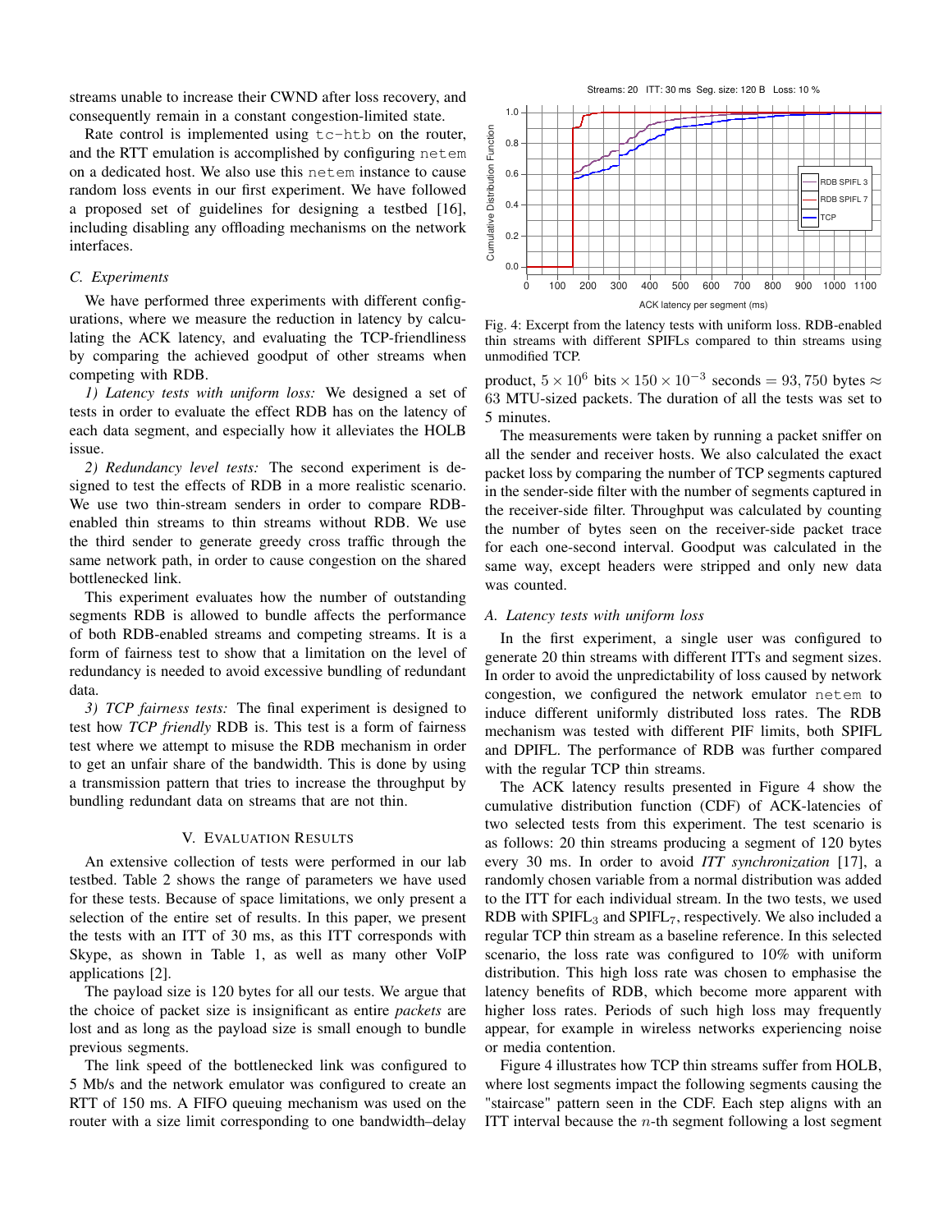streams unable to increase their CWND after loss recovery, and consequently remain in a constant congestion-limited state.

Rate control is implemented using `tc-htb` on the router, and the RTT emulation is accomplished by configuring `netem` on a dedicated host. We also use this `netem` instance to cause random loss events in our first experiment. We have followed a proposed set of guidelines for designing a testbed [16], including disabling any offloading mechanisms on the network interfaces.

### C. Experiments

We have performed three experiments with different configurations, where we measure the reduction in latency by calculating the ACK latency, and evaluating the TCP-friendliness by comparing the achieved goodput of other streams when competing with RDB.

*1) Latency tests with uniform loss:* We designed a set of tests in order to evaluate the effect RDB has on the latency of each data segment, and especially how it alleviates the HOLB issue.

*2) Redundancy level tests:* The second experiment is designed to test the effects of RDB in a more realistic scenario. We use two thin-stream senders in order to compare RDB-enabled thin streams to thin streams without RDB. We use the third sender to generate greedy cross traffic through the same network path, in order to cause congestion on the shared bottlenecked link.

This experiment evaluates how the number of outstanding segments RDB is allowed to bundle affects the performance of both RDB-enabled streams and competing streams. It is a form of fairness test to show that a limitation on the level of redundancy is needed to avoid excessive bundling of redundant data.

*3) TCP fairness tests:* The final experiment is designed to test how *TCP friendly* RDB is. This test is a form of fairness test where we attempt to misuse the RDB mechanism in order to get an unfair share of the bandwidth. This is done by using a transmission pattern that tries to increase the throughput by bundling redundant data on streams that are not thin.

## V. Evaluation Results

An extensive collection of tests were performed in our lab testbed. Table 2 shows the range of parameters we have used for these tests. Because of space limitations, we only present a selection of the entire set of results. In this paper, we present the tests with an ITT of 30 ms, as this ITT corresponds with Skype, as shown in Table 1, as well as many other VoIP applications [2].

The payload size is 120 bytes for all our tests. We argue that the choice of packet size is insignificant as entire *packets* are lost and as long as the payload size is small enough to bundle previous segments.

The link speed of the bottlenecked link was configured to 5 Mb/s and the network emulator was configured to create an RTT of 150 ms. A FIFO queuing mechanism was used on the router with a size limit corresponding to one bandwidth–delay product, $5 \times 10^6$ bits $\times$ $150 \times 10^{-3}$ seconds $= 93,750$ bytes $\approx$ 63 MTU-sized packets. The duration of all the tests was set to 5 minutes.

Fig. 4: Excerpt from the latency tests with uniform loss. RDB-enabled thin streams with different SPIFLs compared to thin streams using unmodified TCP.

The measurements were taken by running a packet sniffer on all the sender and receiver hosts. We also calculated the exact packet loss by comparing the number of TCP segments captured in the sender-side filter with the number of segments captured in the receiver-side filter. Throughput was calculated by counting the number of bytes seen on the receiver-side packet trace for each one-second interval. Goodput was calculated in the same way, except headers were stripped and only new data was counted.

### A. Latency tests with uniform loss

In the first experiment, a single user was configured to generate 20 thin streams with different ITTs and segment sizes. In order to avoid the unpredictability of loss caused by network congestion, we configured the network emulator `netem` to induce different uniformly distributed loss rates. The RDB mechanism was tested with different PIF limits, both SPIFL and DPIFL. The performance of RDB was further compared with the regular TCP thin streams.

The ACK latency results presented in Figure 4 show the cumulative distribution function (CDF) of ACK-latencies of two selected tests from this experiment. The test scenario is as follows: 20 thin streams producing a segment of 120 bytes every 30 ms. In order to avoid *ITT synchronization* [17], a randomly chosen variable from a normal distribution was added to the ITT for each individual stream. In the two tests, we used RDB with $\text{SPIFL}_3$ and $\text{SPIFL}_7$, respectively. We also included a regular TCP thin stream as a baseline reference. In this selected scenario, the loss rate was configured to 10% with uniform distribution. This high loss rate was chosen to emphasise the latency benefits of RDB, which become more apparent with higher loss rates. Periods of such high loss may frequently appear, for example in wireless networks experiencing noise or media contention.

Figure 4 illustrates how TCP thin streams suffer from HOLB, where lost segments impact the following segments causing the "staircase" pattern seen in the CDF. Each step aligns with an ITT interval because the $n$-th segment following a lost segment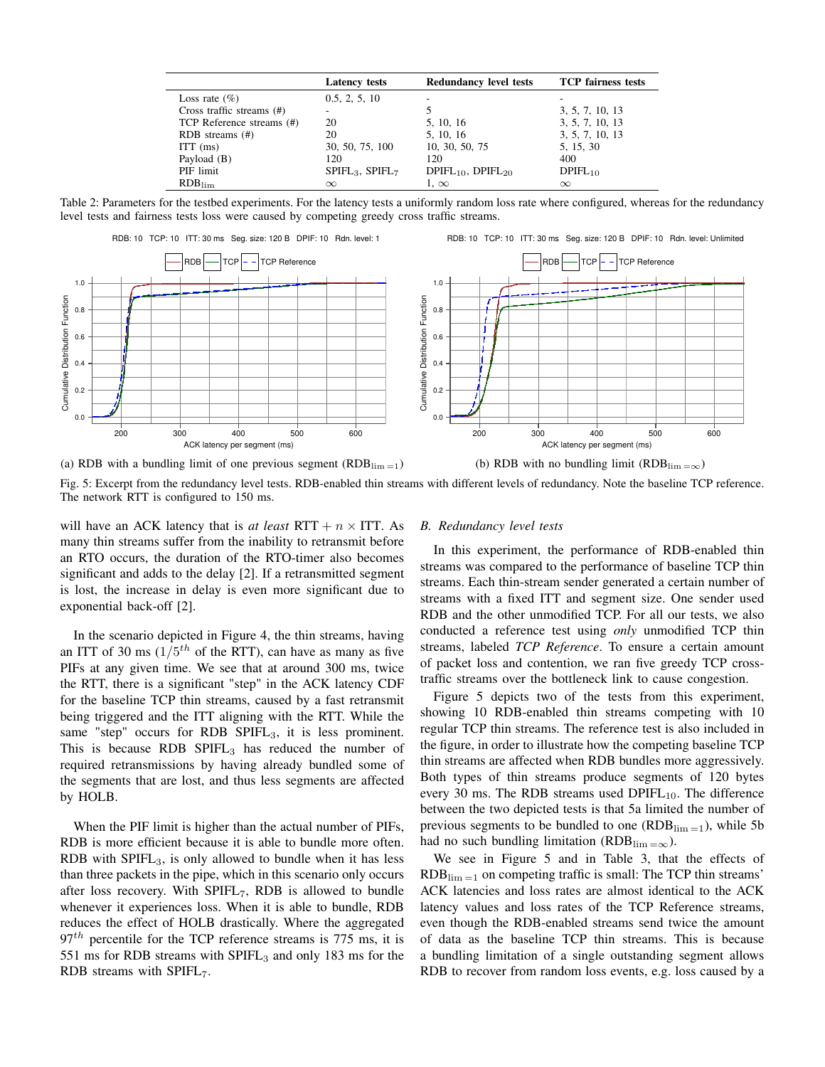|  | Latency tests | Redundancy level tests | TCP fairness tests |
|---|---|---|---|
| Loss rate (%) | 0.5, 2, 5, 10 | - | - |
| Cross traffic streams (#) | - | 5 | 3, 5, 7, 10, 13 |
| TCP Reference streams (#) | 20 | 5, 10, 16 | 3, 5, 7, 10, 13 |
| RDB streams (#) | 20 | 5, 10, 16 | 3, 5, 7, 10, 13 |
| ITT (ms) | 30, 50, 75, 100 | 10, 30, 50, 75 | 5, 15, 30 |
| Payload (B) | 120 | 120 | 400 |
| PIF limit | $\text{SPIFL}_3$, $\text{SPIFL}_7$ | $\text{DPIFL}_{10}$, $\text{DPIFL}_{20}$ | $\text{DPIFL}_{10}$ |
| $\text{RDB}_{\text{lim}}$ | $\infty$ | 1, $\infty$ | $\infty$ |

Table 2: Parameters for the testbed experiments. For the latency tests a uniformly random loss rate where configured, whereas for the redundancy level tests and fairness tests loss were caused by competing greedy cross traffic streams.

(a) RDB with a bundling limit of one previous segment ($\text{RDB}_{\text{lim}=1}$)

(b) RDB with no bundling limit ($\text{RDB}_{\text{lim}=\infty}$)

Fig. 5: Excerpt from the redundancy level tests. RDB-enabled thin streams with different levels of redundancy. Note the baseline TCP reference. The network RTT is configured to 150 ms.

will have an ACK latency that is *at least* $\text{RTT} + n \times \text{ITT}$. As many thin streams suffer from the inability to retransmit before an RTO occurs, the duration of the RTO-timer also becomes significant and adds to the delay [2]. If a retransmitted segment is lost, the increase in delay is even more significant due to exponential back-off [2].

In the scenario depicted in Figure 4, the thin streams, having an ITT of 30 ms ($1/5^{th}$ of the RTT), can have as many as five PIFs at any given time. We see that at around 300 ms, twice the RTT, there is a significant "step" in the ACK latency CDF for the baseline TCP thin streams, caused by a fast retransmit being triggered and the ITT aligning with the RTT. While the same "step" occurs for RDB $\text{SPIFL}_3$, it is less prominent. This is because RDB $\text{SPIFL}_3$ has reduced the number of required retransmissions by having already bundled some of the segments that are lost, and thus less segments are affected by HOLB.

When the PIF limit is higher than the actual number of PIFs, RDB is more efficient because it is able to bundle more often. RDB with $\text{SPIFL}_3$, is only allowed to bundle when it has less than three packets in the pipe, which in this scenario only occurs after loss recovery. With $\text{SPIFL}_7$, RDB is allowed to bundle whenever it experiences loss. When it is able to bundle, RDB reduces the effect of HOLB drastically. Where the aggregated $97^{th}$ percentile for the TCP reference streams is 775 ms, it is 551 ms for RDB streams with $\text{SPIFL}_3$ and only 183 ms for the RDB streams with $\text{SPIFL}_7$.

### B. Redundancy level tests

In this experiment, the performance of RDB-enabled thin streams was compared to the performance of baseline TCP thin streams. Each thin-stream sender generated a certain number of streams with a fixed ITT and segment size. One sender used RDB and the other unmodified TCP. For all our tests, we also conducted a reference test using *only* unmodified TCP thin streams, labeled *TCP Reference*. To ensure a certain amount of packet loss and contention, we ran five greedy TCP cross-traffic streams over the bottleneck link to cause congestion.

Figure 5 depicts two of the tests from this experiment, showing 10 RDB-enabled thin streams competing with 10 regular TCP thin streams. The reference test is also included in the figure, in order to illustrate how the competing baseline TCP thin streams are affected when RDB bundles more aggressively. Both types of thin streams produce segments of 120 bytes every 30 ms. The RDB streams used $\text{DPIFL}_{10}$. The difference between the two depicted tests is that 5a limited the number of previous segments to be bundled to one ($\text{RDB}_{\text{lim}=1}$), while 5b had no such bundling limitation ($\text{RDB}_{\text{lim}=\infty}$).

We see in Figure 5 and in Table 3, that the effects of $\text{RDB}_{\text{lim}=1}$ on competing traffic is small: The TCP thin streams' ACK latencies and loss rates are almost identical to the ACK latency values and loss rates of the TCP Reference streams, even though the RDB-enabled streams send twice the amount of data as the baseline TCP thin streams. This is because a bundling limitation of a single outstanding segment allows RDB to recover from random loss events, e.g. loss caused by a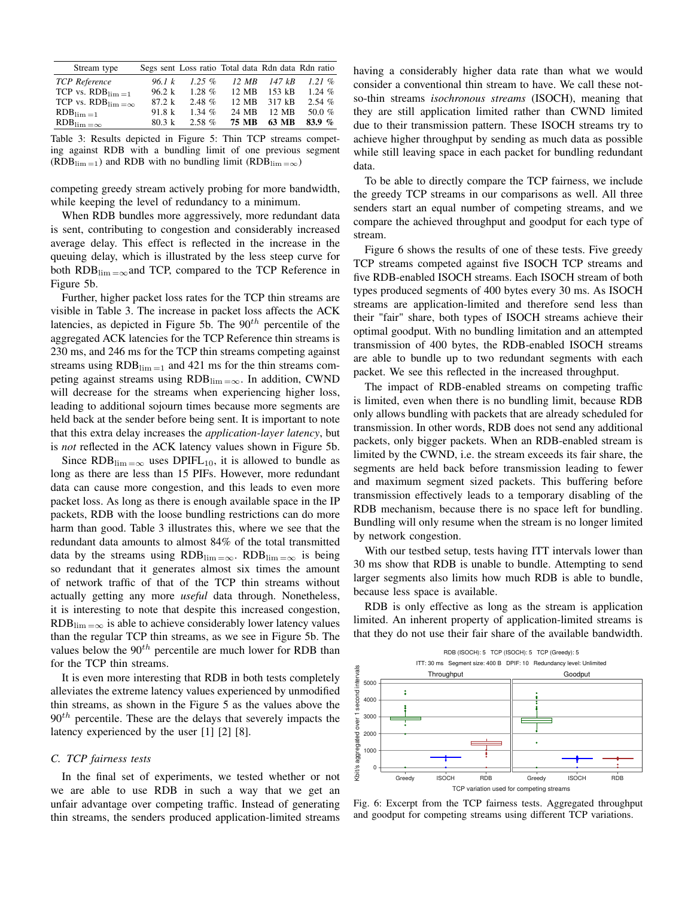| Stream type | Segs sent | Loss ratio | Total data | Rdn data | Rdn ratio |
|---|---|---|---|---|---|
| *TCP Reference* | *96.1 k* | *1.25 %* | *12 MB* | *147 kB* | *1.21 %* |
| TCP vs. $\text{RDB}_{\text{lim}=1}$ | 96.2 k | 1.28 % | 12 MB | 153 kB | 1.24 % |
| TCP vs. $\text{RDB}_{\text{lim}=\infty}$ | 87.2 k | 2.48 % | 12 MB | 317 kB | 2.54 % |
| $\text{RDB}_{\text{lim}=1}$ | 91.8 k | 1.34 % | 24 MB | 12 MB | 50.0 % |
| $\text{RDB}_{\text{lim}=\infty}$ | 80.3 k | 2.58 % | **75 MB** | **63 MB** | **83.9 %** |

Table 3: Results depicted in Figure 5: Thin TCP streams competing against RDB with a bundling limit of one previous segment ($\text{RDB}_{\text{lim}=1}$) and RDB with no bundling limit ($\text{RDB}_{\text{lim}=\infty}$)

competing greedy stream actively probing for more bandwidth, while keeping the level of redundancy to a minimum.

When RDB bundles more aggressively, more redundant data is sent, contributing to congestion and considerably increased average delay. This effect is reflected in the increase in the queuing delay, which is illustrated by the less steep curve for both $\text{RDB}_{\text{lim}=\infty}$and TCP, compared to the TCP Reference in Figure 5b.

Further, higher packet loss rates for the TCP thin streams are visible in Table 3. The increase in packet loss affects the ACK latencies, as depicted in Figure 5b. The $90^{th}$ percentile of the aggregated ACK latencies for the TCP Reference thin streams is 230 ms, and 246 ms for the TCP thin streams competing against streams using $\text{RDB}_{\text{lim}=1}$ and 421 ms for the thin streams competing against streams using $\text{RDB}_{\text{lim}=\infty}$. In addition, CWND will decrease for the streams when experiencing higher loss, leading to additional sojourn times because more segments are held back at the sender before being sent. It is important to note that this extra delay increases the *application-layer latency*, but is *not* reflected in the ACK latency values shown in Figure 5b.

Since $\text{RDB}_{\text{lim}=\infty}$ uses $\text{DPIFL}_{10}$, it is allowed to bundle as long as there are less than 15 PIFs. However, more redundant data can cause more congestion, and this leads to even more packet loss. As long as there is enough available space in the IP packets, RDB with the loose bundling restrictions can do more harm than good. Table 3 illustrates this, where we see that the redundant data amounts to almost 84% of the total transmitted data by the streams using $\text{RDB}_{\text{lim}=\infty}$. $\text{RDB}_{\text{lim}=\infty}$ is being so redundant that it generates almost six times the amount of network traffic of that of the TCP thin streams without actually getting any more *useful* data through. Nonetheless, it is interesting to note that despite this increased congestion, $\text{RDB}_{\text{lim}=\infty}$ is able to achieve considerably lower latency values than the regular TCP thin streams, as we see in Figure 5b. The values below the $90^{th}$ percentile are much lower for RDB than for the TCP thin streams.

It is even more interesting that RDB in both tests completely alleviates the extreme latency values experienced by unmodified thin streams, as shown in the Figure 5 as the values above the $90^{th}$ percentile. These are the delays that severely impacts the latency experienced by the user [1] [2] [8].

### C. TCP fairness tests

In the final set of experiments, we tested whether or not we are able to use RDB in such a way that we get an unfair advantage over competing traffic. Instead of generating thin streams, the senders produced application-limited streams having a considerably higher data rate than what we would consider a conventional thin stream to have. We call these not-so-thin streams *isochronous streams* (ISOCH), meaning that they are still application limited rather than CWND limited due to their transmission pattern. These ISOCH streams try to achieve higher throughput by sending as much data as possible while still leaving space in each packet for bundling redundant data.

To be able to directly compare the TCP fairness, we include the greedy TCP streams in our comparisons as well. All three senders start an equal number of competing streams, and we compare the achieved throughput and goodput for each type of stream.

Figure 6 shows the results of one of these tests. Five greedy TCP streams competed against five ISOCH TCP streams and five RDB-enabled ISOCH streams. Each ISOCH stream of both types produced segments of 400 bytes every 30 ms. As ISOCH streams are application-limited and therefore send less than their "fair" share, both types of ISOCH streams achieve their optimal goodput. With no bundling limitation and an attempted transmission of 400 bytes, the RDB-enabled ISOCH streams are able to bundle up to two redundant segments with each packet. We see this reflected in the increased throughput.

The impact of RDB-enabled streams on competing traffic is limited, even when there is no bundling limit, because RDB only allows bundling with packets that are already scheduled for transmission. In other words, RDB does not send any additional packets, only bigger packets. When an RDB-enabled stream is limited by the CWND, i.e. the stream exceeds its fair share, the segments are held back before transmission leading to fewer and maximum segment sized packets. This buffering before transmission effectively leads to a temporary disabling of the RDB mechanism, because there is no space left for bundling. Bundling will only resume when the stream is no longer limited by network congestion.

With our testbed setup, tests having ITT intervals lower than 30 ms show that RDB is unable to bundle. Attempting to send larger segments also limits how much RDB is able to bundle, because less space is available.

RDB is only effective as long as the stream is application limited. An inherent property of application-limited streams is that they do not use their fair share of the available bandwidth.

Fig. 6: Excerpt from the TCP fairness tests. Aggregated throughput and goodput for competing streams using different TCP variations.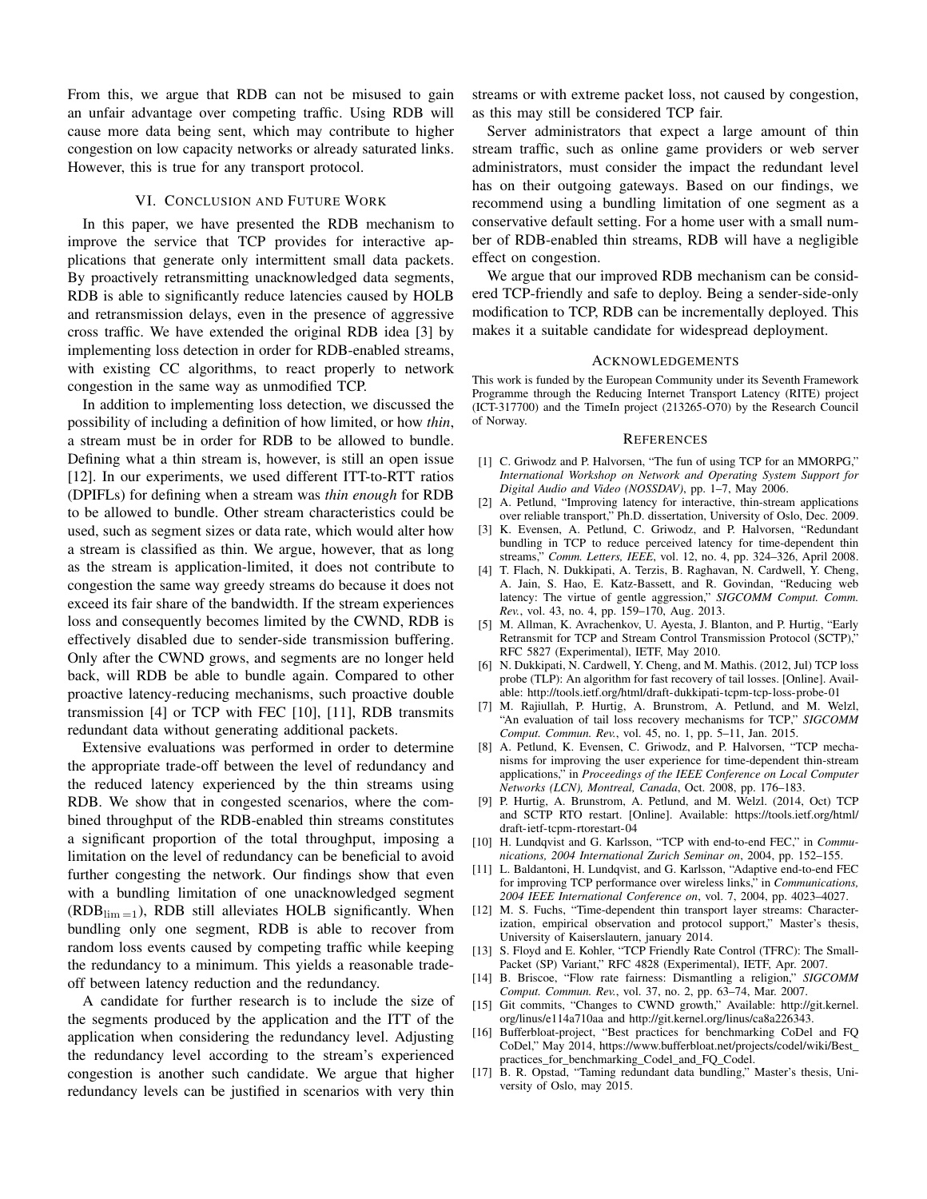From this, we argue that RDB can not be misused to gain an unfair advantage over competing traffic. Using RDB will cause more data being sent, which may contribute to higher congestion on low capacity networks or already saturated links. However, this is true for any transport protocol.

## VI. Conclusion and Future Work

In this paper, we have presented the RDB mechanism to improve the service that TCP provides for interactive applications that generate only intermittent small data packets. By proactively retransmitting unacknowledged data segments, RDB is able to significantly reduce latencies caused by HOLB and retransmission delays, even in the presence of aggressive cross traffic. We have extended the original RDB idea [3] by implementing loss detection in order for RDB-enabled streams, with existing CC algorithms, to react properly to network congestion in the same way as unmodified TCP.

In addition to implementing loss detection, we discussed the possibility of including a definition of how limited, or how *thin*, a stream must be in order for RDB to be allowed to bundle. Defining what a thin stream is, however, is still an open issue [12]. In our experiments, we used different ITT-to-RTT ratios (DPIFLs) for defining when a stream was *thin enough* for RDB to be allowed to bundle. Other stream characteristics could be used, such as segment sizes or data rate, which would alter how a stream is classified as thin. We argue, however, that as long as the stream is application-limited, it does not contribute to congestion the same way greedy streams do because it does not exceed its fair share of the bandwidth. If the stream experiences loss and consequently becomes limited by the CWND, RDB is effectively disabled due to sender-side transmission buffering. Only after the CWND grows, and segments are no longer held back, will RDB be able to bundle again. Compared to other proactive latency-reducing mechanisms, such proactive double transmission [4] or TCP with FEC [10], [11], RDB transmits redundant data without generating additional packets.

Extensive evaluations was performed in order to determine the appropriate trade-off between the level of redundancy and the reduced latency experienced by the thin streams using RDB. We show that in congested scenarios, where the combined throughput of the RDB-enabled thin streams constitutes a significant proportion of the total throughput, imposing a limitation on the level of redundancy can be beneficial to avoid further congesting the network. Our findings show that even with a bundling limitation of one unacknowledged segment ($\text{RDB}_{\text{lim}=1}$), RDB still alleviates HOLB significantly. When bundling only one segment, RDB is able to recover from random loss events caused by competing traffic while keeping the redundancy to a minimum. This yields a reasonable trade-off between latency reduction and the redundancy.

A candidate for further research is to include the size of the segments produced by the application and the ITT of the application when considering the redundancy level. Adjusting the redundancy level according to the stream's experienced congestion is another such candidate. We argue that higher redundancy levels can be justified in scenarios with very thin streams or with extreme packet loss, not caused by congestion, as this may still be considered TCP fair.

Server administrators that expect a large amount of thin stream traffic, such as online game providers or web server administrators, must consider the impact the redundant level has on their outgoing gateways. Based on our findings, we recommend using a bundling limitation of one segment as a conservative default setting. For a home user with a small number of RDB-enabled thin streams, RDB will have a negligible effect on congestion.

We argue that our improved RDB mechanism can be considered TCP-friendly and safe to deploy. Being a sender-side-only modification to TCP, RDB can be incrementally deployed. This makes it a suitable candidate for widespread deployment.

## Acknowledgements

This work is funded by the European Community under its Seventh Framework Programme through the Reducing Internet Transport Latency (RITE) project (ICT-317700) and the TimeIn project (213265-O70) by the Research Council of Norway.

## References

[1] C. Griwodz and P. Halvorsen, "The fun of using TCP for an MMORPG," *International Workshop on Network and Operating System Support for Digital Audio and Video (NOSSDAV)*, pp. 1–7, May 2006.

[2] A. Petlund, "Improving latency for interactive, thin-stream applications over reliable transport," Ph.D. dissertation, University of Oslo, Dec. 2009.

[3] K. Evensen, A. Petlund, C. Griwodz, and P. Halvorsen, "Redundant bundling in TCP to reduce perceived latency for time-dependent thin streams," *Comm. Letters, IEEE*, vol. 12, no. 4, pp. 324–326, April 2008.

[4] T. Flach, N. Dukkipati, A. Terzis, B. Raghavan, N. Cardwell, Y. Cheng, A. Jain, S. Hao, E. Katz-Bassett, and R. Govindan, "Reducing web latency: The virtue of gentle aggression," *SIGCOMM Comput. Comm. Rev.*, vol. 43, no. 4, pp. 159–170, Aug. 2013.

[5] M. Allman, K. Avrachenkov, U. Ayesta, J. Blanton, and P. Hurtig, "Early Retransmit for TCP and Stream Control Transmission Protocol (SCTP)," RFC 5827 (Experimental), IETF, May 2010.

[6] N. Dukkipati, N. Cardwell, Y. Cheng, and M. Mathis. (2012, Jul) TCP loss probe (TLP): An algorithm for fast recovery of tail losses. [Online]. Available: http://tools.ietf.org/html/draft-dukkipati-tcpm-tcp-loss-probe-01

[7] M. Rajiullah, P. Hurtig, A. Brunstrom, A. Petlund, and M. Welzl, "An evaluation of tail loss recovery mechanisms for TCP," *SIGCOMM Comput. Commun. Rev.*, vol. 45, no. 1, pp. 5–11, Jan. 2015.

[8] A. Petlund, K. Evensen, C. Griwodz, and P. Halvorsen, "TCP mechanisms for improving the user experience for time-dependent thin-stream applications," in *Proceedings of the IEEE Conference on Local Computer Networks (LCN), Montreal, Canada*, Oct. 2008, pp. 176–183.

[9] P. Hurtig, A. Brunstrom, A. Petlund, and M. Welzl. (2014, Oct) TCP and SCTP RTO restart. [Online]. Available: https://tools.ietf.org/html/draft-ietf-tcpm-rtorestart-04

[10] H. Lundqvist and G. Karlsson, "TCP with end-to-end FEC," in *Communications, 2004 International Zurich Seminar on*, 2004, pp. 152–155.

[11] L. Baldantoni, H. Lundqvist, and G. Karlsson, "Adaptive end-to-end FEC for improving TCP performance over wireless links," in *Communications, 2004 IEEE International Conference on*, vol. 7, 2004, pp. 4023–4027.

[12] M. S. Fuchs, "Time-dependent thin transport layer streams: Characterization, empirical observation and protocol support," Master's thesis, University of Kaiserslautern, january 2014.

[13] S. Floyd and E. Kohler, "TCP Friendly Rate Control (TFRC): The Small-Packet (SP) Variant," RFC 4828 (Experimental), IETF, Apr. 2007.

[14] B. Briscoe, "Flow rate fairness: Dismantling a religion," *SIGCOMM Comput. Commun. Rev.*, vol. 37, no. 2, pp. 63–74, Mar. 2007.

[15] Git commits, "Changes to CWND growth," Available: http://git.kernel.org/linus/e114a710aa and http://git.kernel.org/linus/ca8a226343.

[16] Bufferbloat-project, "Best practices for benchmarking CoDel and FQ CoDel," May 2014, https://www.bufferbloat.net/projects/codel/wiki/Best_practices_for_benchmarking_Codel_and_FQ_Codel.

[17] B. R. Opstad, "Taming redundant data bundling," Master's thesis, University of Oslo, may 2015.